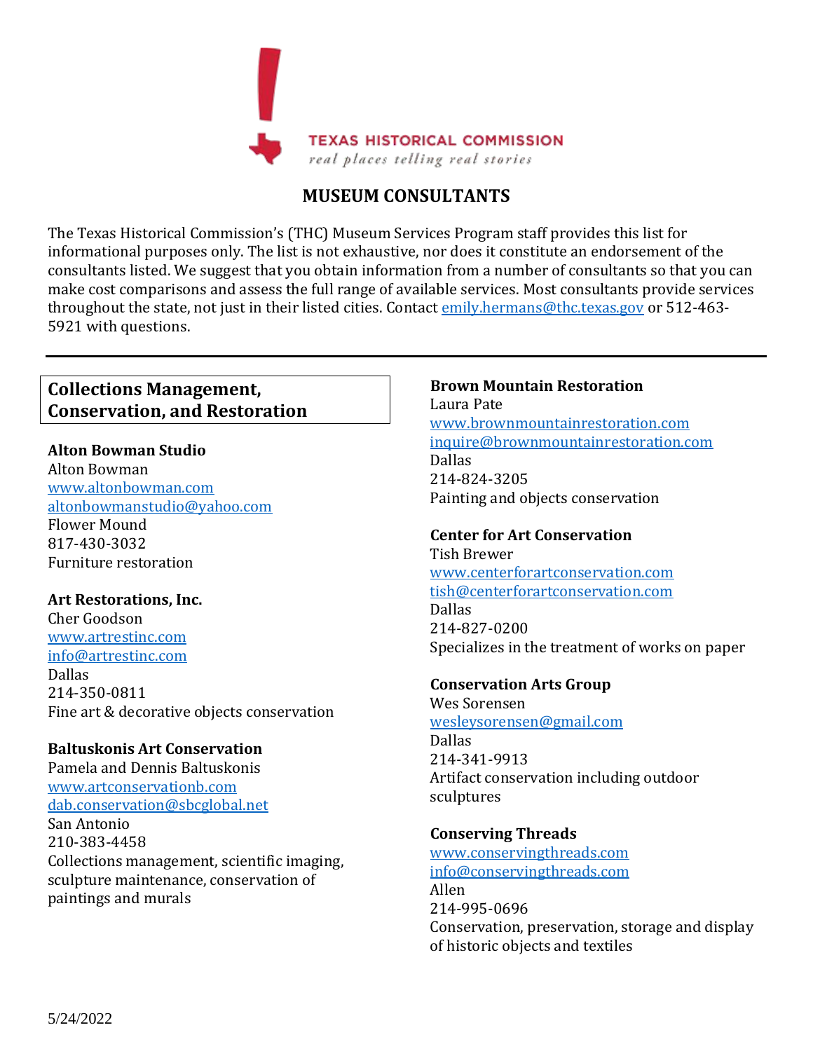TEXAS HISTORICAL COMMISSION

*real places telling real stories*

# MUSEUM CONSULTANTS

The Texas Historical Commission's (THC) Museum Services Program staff provides this list for informational purposes only. The list is not exhaustive, nor does it constitute an endorsement of the consultants listed. We suggest that you obtain information from a number of consultants so that you can make cost comparisons and assess the full range of available services. Most consultants provide services throughout the state, not just in their listed cities. Contact emily.hermans@thc.texas.gov or 512-463-5921 with questions.

---

## Collections Management, Conservation, and Restoration

**Alton Bowman Studio**
Alton Bowman
www.altonbowman.com
altonbowmanstudio@yahoo.com
Flower Mound
817-430-3032
Furniture restoration

**Art Restorations, Inc.**
Cher Goodson
www.artrestinc.com
info@artrestinc.com
Dallas
214-350-0811
Fine art & decorative objects conservation

**Baltuskonis Art Conservation**
Pamela and Dennis Baltuskonis
www.artconservationb.com
dab.conservation@sbcglobal.net
San Antonio
210-383-4458
Collections management, scientific imaging, sculpture maintenance, conservation of paintings and murals

**Brown Mountain Restoration**
Laura Pate
www.brownmountainrestoration.com
inquire@brownmountainrestoration.com
Dallas
214-824-3205
Painting and objects conservation

**Center for Art Conservation**
Tish Brewer
www.centerforartconservation.com
tish@centerforartconservation.com
Dallas
214-827-0200
Specializes in the treatment of works on paper

**Conservation Arts Group**
Wes Sorensen
wesleysorensen@gmail.com
Dallas
214-341-9913
Artifact conservation including outdoor sculptures

**Conserving Threads**
www.conservingthreads.com
info@conservingthreads.com
Allen
214-995-0696
Conservation, preservation, storage and display of historic objects and textiles

5/24/2022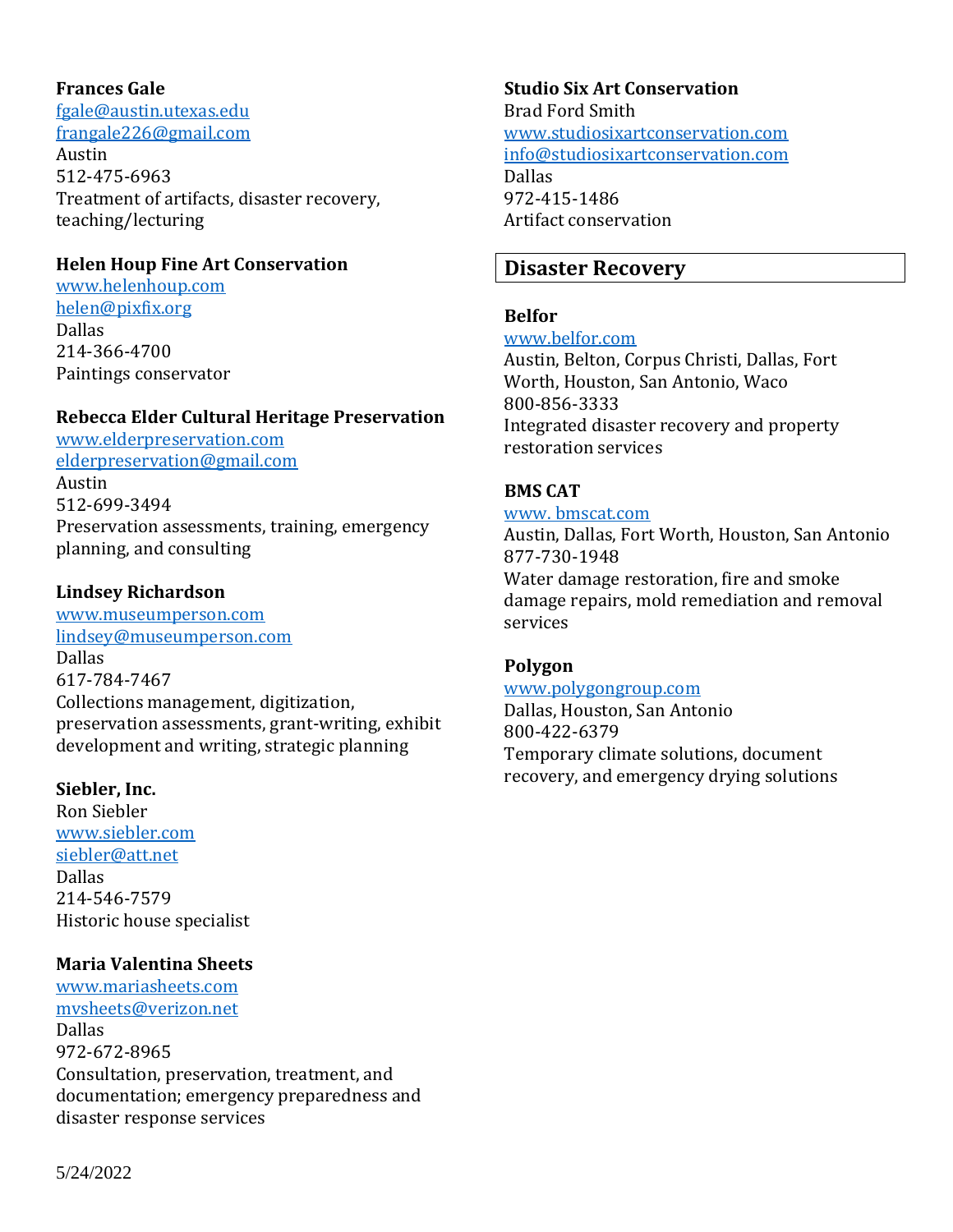**Frances Gale**
fgale@austin.utexas.edu
frangale226@gmail.com
Austin
512-475-6963
Treatment of artifacts, disaster recovery, teaching/lecturing

**Helen Houp Fine Art Conservation**
www.helenhoup.com
helen@pixfix.org
Dallas
214-366-4700
Paintings conservator

**Rebecca Elder Cultural Heritage Preservation**
www.elderpreservation.com
elderpreservation@gmail.com
Austin
512-699-3494
Preservation assessments, training, emergency planning, and consulting

**Lindsey Richardson**
www.museumperson.com
lindsey@museumperson.com
Dallas
617-784-7467
Collections management, digitization, preservation assessments, grant-writing, exhibit development and writing, strategic planning

**Siebler, Inc.**
Ron Siebler
www.siebler.com
siebler@att.net
Dallas
214-546-7579
Historic house specialist

**Maria Valentina Sheets**
www.mariasheets.com
mvsheets@verizon.net
Dallas
972-672-8965
Consultation, preservation, treatment, and documentation; emergency preparedness and disaster response services

**Studio Six Art Conservation**
Brad Ford Smith
www.studiosixartconservation.com
info@studiosixartconservation.com
Dallas
972-415-1486
Artifact conservation

## Disaster Recovery

**Belfor**
www.belfor.com
Austin, Belton, Corpus Christi, Dallas, Fort Worth, Houston, San Antonio, Waco
800-856-3333
Integrated disaster recovery and property restoration services

**BMS CAT**
www. bmscat.com
Austin, Dallas, Fort Worth, Houston, San Antonio
877-730-1948
Water damage restoration, fire and smoke damage repairs, mold remediation and removal services

**Polygon**
www.polygongroup.com
Dallas, Houston, San Antonio
800-422-6379
Temporary climate solutions, document recovery, and emergency drying solutions

5/24/2022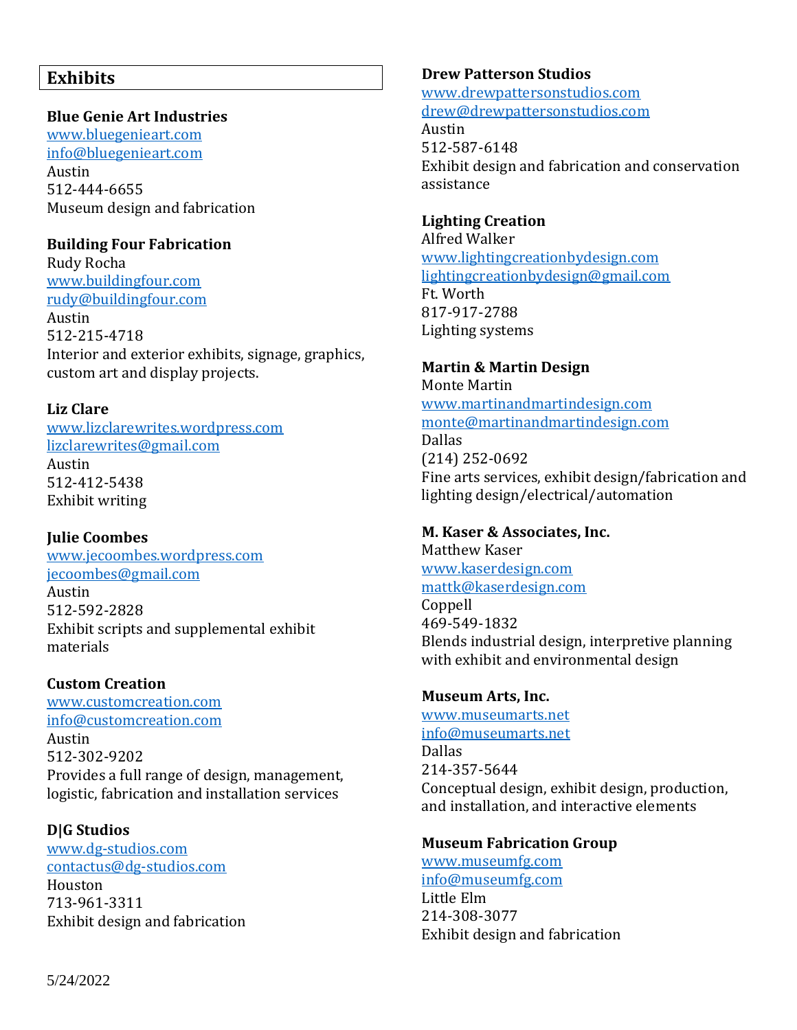## Exhibits

**Blue Genie Art Industries**
www.bluegenieart.com
info@bluegenieart.com
Austin
512-444-6655
Museum design and fabrication

**Building Four Fabrication**
Rudy Rocha
www.buildingfour.com
rudy@buildingfour.com
Austin
512-215-4718
Interior and exterior exhibits, signage, graphics, custom art and display projects.

**Liz Clare**
www.lizclarewrites.wordpress.com
lizclarewrites@gmail.com
Austin
512-412-5438
Exhibit writing

**Julie Coombes**
www.jecoombes.wordpress.com
jecoombes@gmail.com
Austin
512-592-2828
Exhibit scripts and supplemental exhibit materials

**Custom Creation**
www.customcreation.com
info@customcreation.com
Austin
512-302-9202
Provides a full range of design, management, logistic, fabrication and installation services

**D|G Studios**
www.dg-studios.com
contactus@dg-studios.com
Houston
713-961-3311
Exhibit design and fabrication

**Drew Patterson Studios**
www.drewpattersonstudios.com
drew@drewpattersonstudios.com
Austin
512-587-6148
Exhibit design and fabrication and conservation assistance

**Lighting Creation**
Alfred Walker
www.lightingcreationbydesign.com
lightingcreationbydesign@gmail.com
Ft. Worth
817-917-2788
Lighting systems

**Martin & Martin Design**
Monte Martin
www.martinandmartindesign.com
monte@martinandmartindesign.com
Dallas
(214) 252-0692
Fine arts services, exhibit design/fabrication and lighting design/electrical/automation

**M. Kaser & Associates, Inc.**
Matthew Kaser
www.kaserdesign.com
mattk@kaserdesign.com
Coppell
469-549-1832
Blends industrial design, interpretive planning with exhibit and environmental design

**Museum Arts, Inc.**
www.museumarts.net
info@museumarts.net
Dallas
214-357-5644
Conceptual design, exhibit design, production, and installation, and interactive elements

**Museum Fabrication Group**
www.museumfg.com
info@museumfg.com
Little Elm
214-308-3077
Exhibit design and fabrication

5/24/2022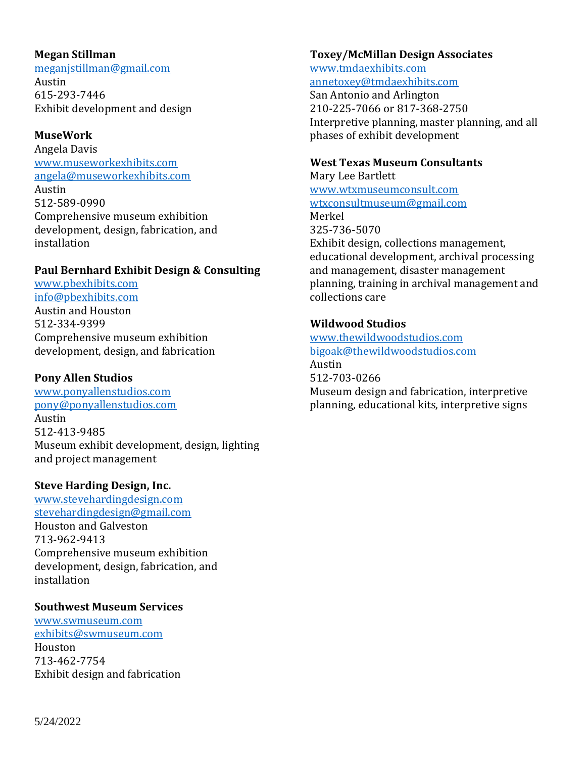**Megan Stillman**
meganjstillman@gmail.com
Austin
615-293-7446
Exhibit development and design

**MuseWork**
Angela Davis
www.museworkexhibits.com
angela@museworkexhibits.com
Austin
512-589-0990
Comprehensive museum exhibition development, design, fabrication, and installation

**Paul Bernhard Exhibit Design & Consulting**
www.pbexhibits.com
info@pbexhibits.com
Austin and Houston
512-334-9399
Comprehensive museum exhibition development, design, and fabrication

**Pony Allen Studios**
www.ponyallenstudios.com
pony@ponyallenstudios.com
Austin
512-413-9485
Museum exhibit development, design, lighting and project management

**Steve Harding Design, Inc.**
www.stevehardingdesign.com
stevehardingdesign@gmail.com
Houston and Galveston
713-962-9413
Comprehensive museum exhibition development, design, fabrication, and installation

**Southwest Museum Services**
www.swmuseum.com
exhibits@swmuseum.com
Houston
713-462-7754
Exhibit design and fabrication

**Toxey/McMillan Design Associates**
www.tmdaexhibits.com
annetoxey@tmdaexhibits.com
San Antonio and Arlington
210-225-7066 or 817-368-2750
Interpretive planning, master planning, and all phases of exhibit development

**West Texas Museum Consultants**
Mary Lee Bartlett
www.wtxmuseumconsult.com
wtxconsultmuseum@gmail.com
Merkel
325-736-5070
Exhibit design, collections management, educational development, archival processing and management, disaster management planning, training in archival management and collections care

**Wildwood Studios**
www.thewildwoodstudios.com
bigoak@thewildwoodstudios.com
Austin
512-703-0266
Museum design and fabrication, interpretive planning, educational kits, interpretive signs

5/24/2022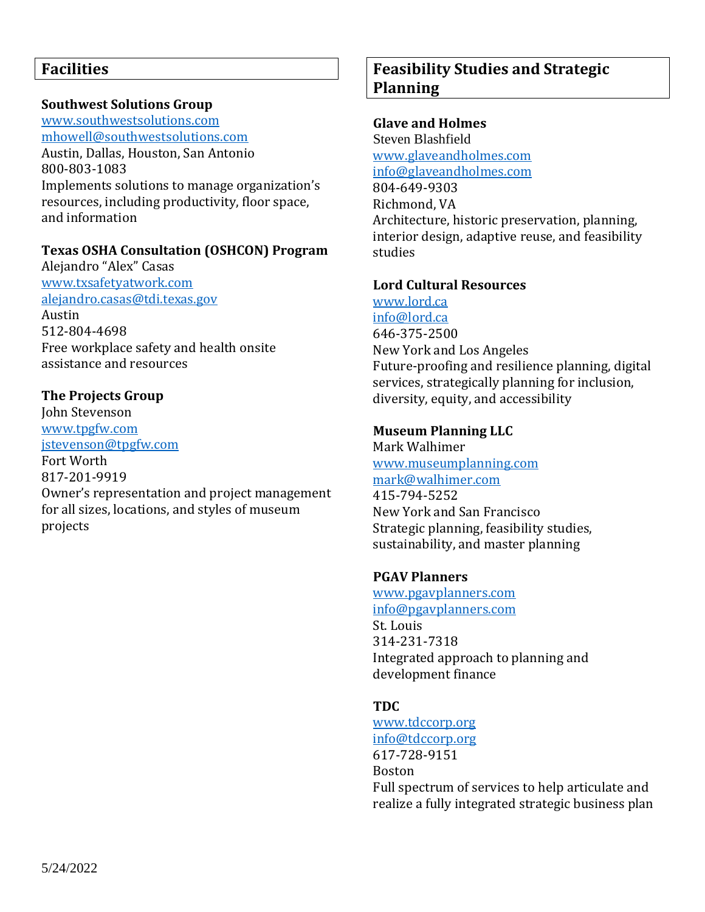## Facilities

**Southwest Solutions Group**
www.southwestsolutions.com
mhowell@southwestsolutions.com
Austin, Dallas, Houston, San Antonio
800-803-1083
Implements solutions to manage organization's resources, including productivity, floor space, and information

**Texas OSHA Consultation (OSHCON) Program**
Alejandro "Alex" Casas
www.txsafetyatwork.com
alejandro.casas@tdi.texas.gov
Austin
512-804-4698
Free workplace safety and health onsite assistance and resources

**The Projects Group**
John Stevenson
www.tpgfw.com
jstevenson@tpgfw.com
Fort Worth
817-201-9919
Owner's representation and project management for all sizes, locations, and styles of museum projects

## Feasibility Studies and Strategic Planning

**Glave and Holmes**
Steven Blashfield
www.glaveandholmes.com
info@glaveandholmes.com
804-649-9303
Richmond, VA
Architecture, historic preservation, planning, interior design, adaptive reuse, and feasibility studies

**Lord Cultural Resources**
www.lord.ca
info@lord.ca
646-375-2500
New York and Los Angeles
Future-proofing and resilience planning, digital services, strategically planning for inclusion, diversity, equity, and accessibility

**Museum Planning LLC**
Mark Walhimer
www.museumplanning.com
mark@walhimer.com
415-794-5252
New York and San Francisco
Strategic planning, feasibility studies, sustainability, and master planning

**PGAV Planners**
www.pgavplanners.com
info@pgavplanners.com
St. Louis
314-231-7318
Integrated approach to planning and development finance

**TDC**
www.tdccorp.org
info@tdccorp.org
617-728-9151
Boston
Full spectrum of services to help articulate and realize a fully integrated strategic business plan

5/24/2022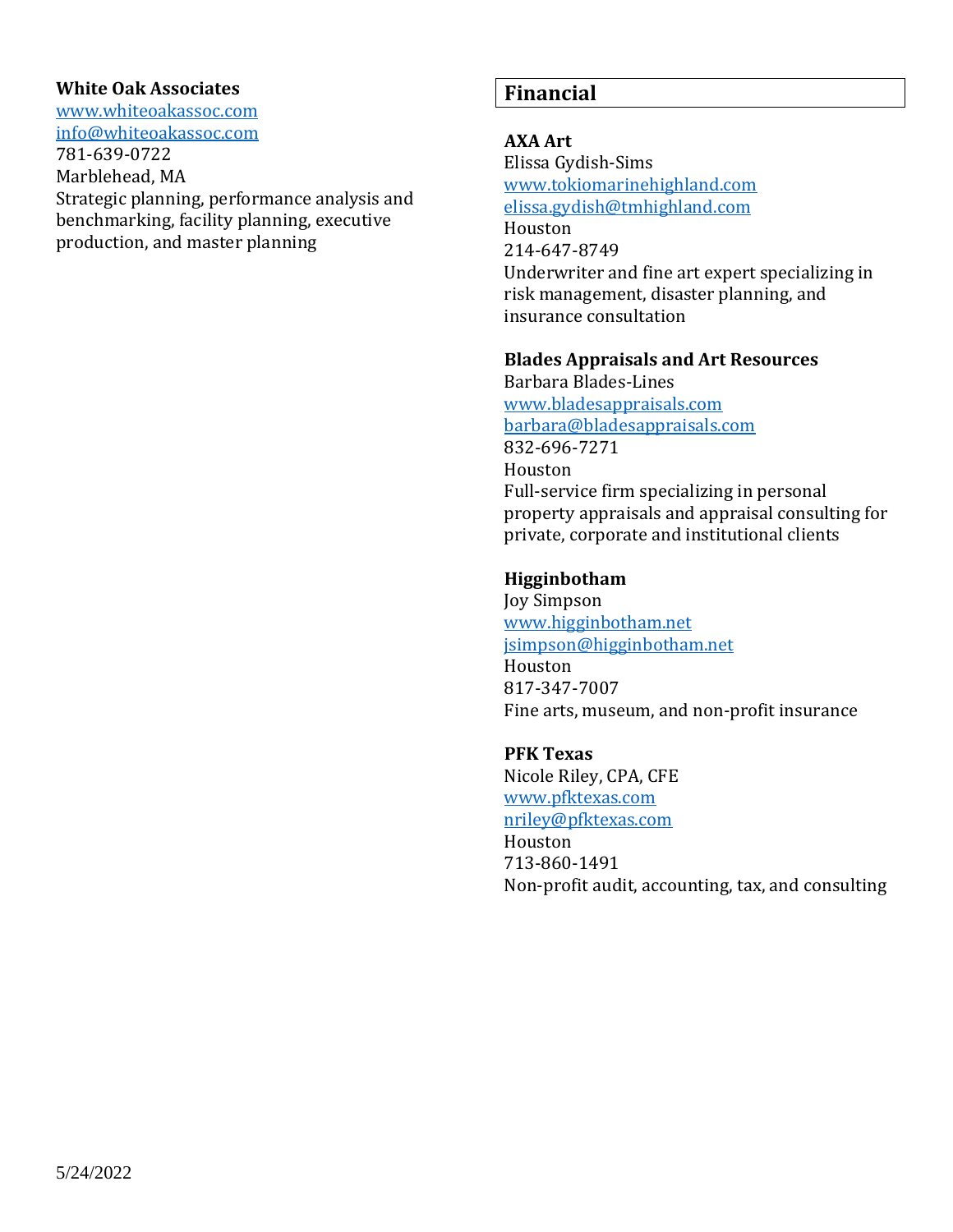**White Oak Associates**
www.whiteoakassoc.com
info@whiteoakassoc.com
781-639-0722
Marblehead, MA
Strategic planning, performance analysis and benchmarking, facility planning, executive production, and master planning

## Financial

**AXA Art**
Elissa Gydish-Sims
www.tokiomarinehighland.com
elissa.gydish@tmhighland.com
Houston
214-647-8749
Underwriter and fine art expert specializing in risk management, disaster planning, and insurance consultation

**Blades Appraisals and Art Resources**
Barbara Blades-Lines
www.bladesappraisals.com
barbara@bladesappraisals.com
832-696-7271
Houston
Full-service firm specializing in personal property appraisals and appraisal consulting for private, corporate and institutional clients

**Higginbotham**
Joy Simpson
www.higginbotham.net
jsimpson@higginbotham.net
Houston
817-347-7007
Fine arts, museum, and non-profit insurance

**PFK Texas**
Nicole Riley, CPA, CFE
www.pfktexas.com
nriley@pfktexas.com
Houston
713-860-1491
Non-profit audit, accounting, tax, and consulting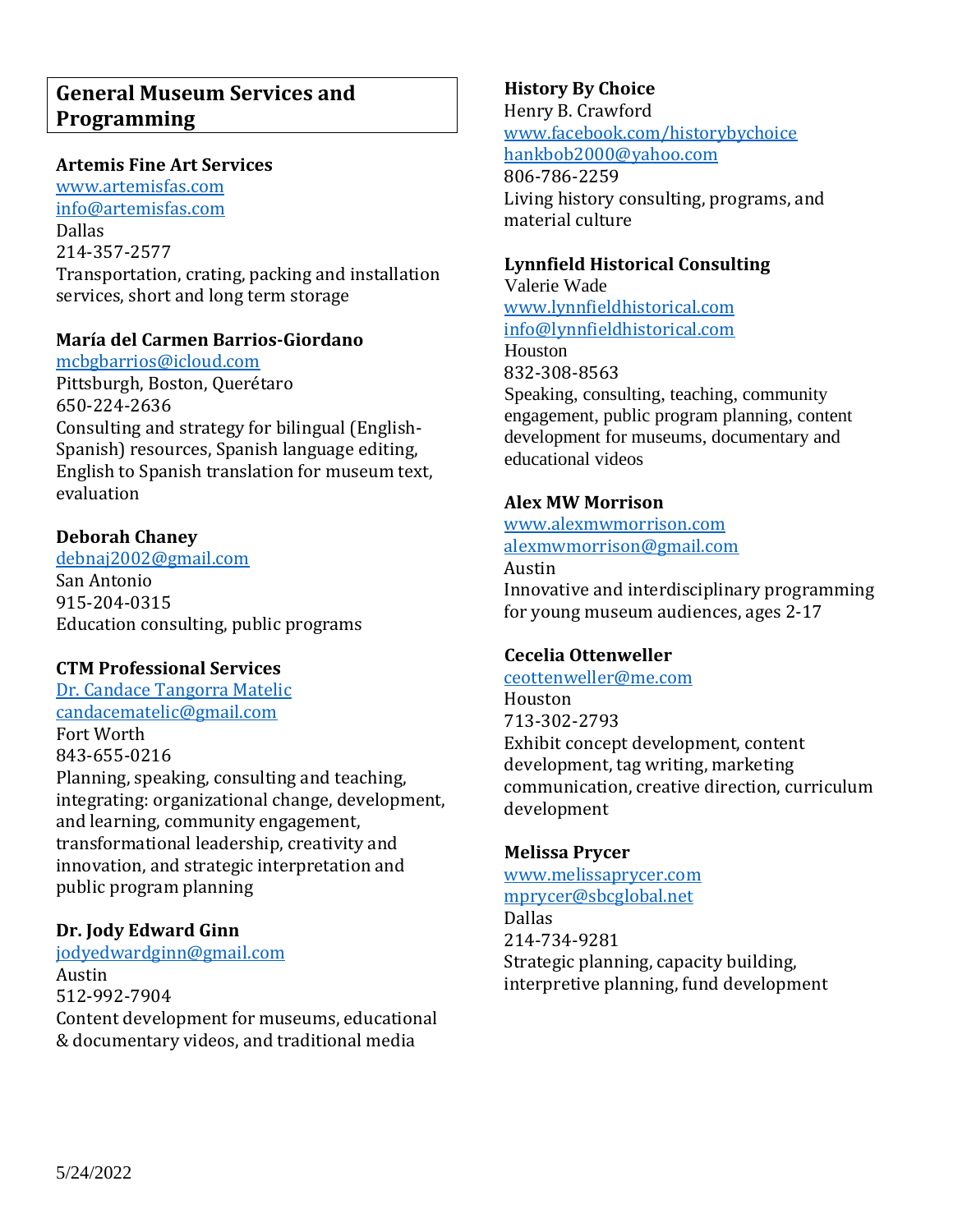## General Museum Services and Programming

**Artemis Fine Art Services**
www.artemisfas.com
info@artemisfas.com
Dallas
214-357-2577
Transportation, crating, packing and installation services, short and long term storage

**María del Carmen Barrios-Giordano**
mcbgbarrios@icloud.com
Pittsburgh, Boston, Querétaro
650-224-2636
Consulting and strategy for bilingual (English-Spanish) resources, Spanish language editing, English to Spanish translation for museum text, evaluation

**Deborah Chaney**
debnaj2002@gmail.com
San Antonio
915-204-0315
Education consulting, public programs

**CTM Professional Services**
Dr. Candace Tangorra Matelic
candacematelic@gmail.com
Fort Worth
843-655-0216
Planning, speaking, consulting and teaching, integrating: organizational change, development, and learning, community engagement, transformational leadership, creativity and innovation, and strategic interpretation and public program planning

**Dr. Jody Edward Ginn**
jodyedwardginn@gmail.com
Austin
512-992-7904
Content development for museums, educational & documentary videos, and traditional media

**History By Choice**
Henry B. Crawford
www.facebook.com/historybychoice
hankbob2000@yahoo.com
806-786-2259
Living history consulting, programs, and material culture

**Lynnfield Historical Consulting**
Valerie Wade
www.lynnfieldhistorical.com
info@lynnfieldhistorical.com
Houston
832-308-8563
Speaking, consulting, teaching, community engagement, public program planning, content development for museums, documentary and educational videos

**Alex MW Morrison**
www.alexmwmorrison.com
alexmwmorrison@gmail.com
Austin
Innovative and interdisciplinary programming for young museum audiences, ages 2-17

**Cecelia Ottenweller**
ceottenweller@me.com
Houston
713-302-2793
Exhibit concept development, content development, tag writing, marketing communication, creative direction, curriculum development

**Melissa Prycer**
www.melissaprycer.com
mprycer@sbcglobal.net
Dallas
214-734-9281
Strategic planning, capacity building, interpretive planning, fund development

5/24/2022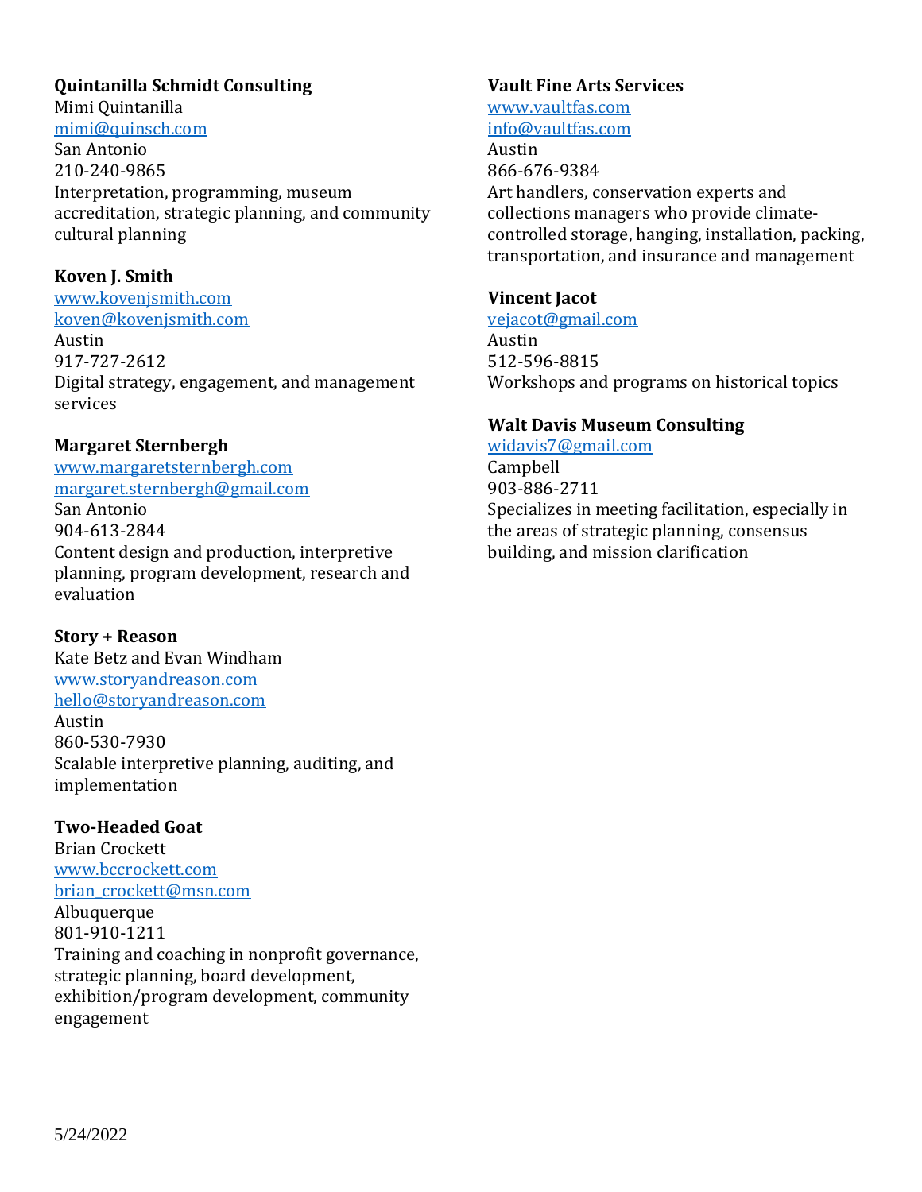**Quintanilla Schmidt Consulting**
Mimi Quintanilla
mimi@quinsch.com
San Antonio
210-240-9865
Interpretation, programming, museum accreditation, strategic planning, and community cultural planning

**Koven J. Smith**
www.kovenjsmith.com
koven@kovenjsmith.com
Austin
917-727-2612
Digital strategy, engagement, and management services

**Margaret Sternbergh**
www.margaretsternbergh.com
margaret.sternbergh@gmail.com
San Antonio
904-613-2844
Content design and production, interpretive planning, program development, research and evaluation

**Story + Reason**
Kate Betz and Evan Windham
www.storyandreason.com
hello@storyandreason.com
Austin
860-530-7930
Scalable interpretive planning, auditing, and implementation

**Two-Headed Goat**
Brian Crockett
www.bccrockett.com
brian_crockett@msn.com
Albuquerque
801-910-1211
Training and coaching in nonprofit governance, strategic planning, board development, exhibition/program development, community engagement

**Vault Fine Arts Services**
www.vaultfas.com
info@vaultfas.com
Austin
866-676-9384
Art handlers, conservation experts and collections managers who provide climate-controlled storage, hanging, installation, packing, transportation, and insurance and management

**Vincent Jacot**
vejacot@gmail.com
Austin
512-596-8815
Workshops and programs on historical topics

**Walt Davis Museum Consulting**
widavis7@gmail.com
Campbell
903-886-2711
Specializes in meeting facilitation, especially in the areas of strategic planning, consensus building, and mission clarification

5/24/2022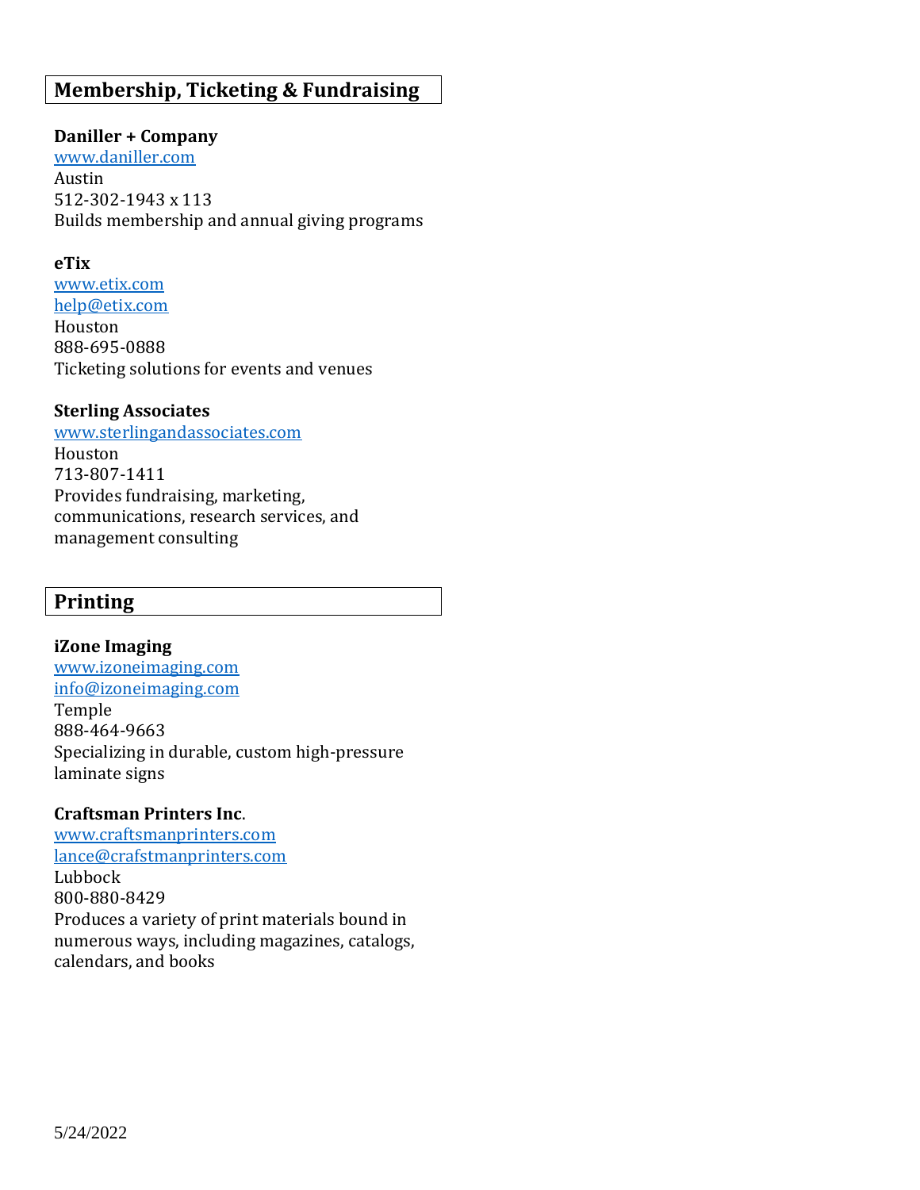## Membership, Ticketing & Fundraising

**Daniller + Company**
www.daniller.com
Austin
512-302-1943 x 113
Builds membership and annual giving programs

**eTix**
www.etix.com
help@etix.com
Houston
888-695-0888
Ticketing solutions for events and venues

**Sterling Associates**
www.sterlingandassociates.com
Houston
713-807-1411
Provides fundraising, marketing, communications, research services, and management consulting

## Printing

**iZone Imaging**
www.izoneimaging.com
info@izoneimaging.com
Temple
888-464-9663
Specializing in durable, custom high-pressure laminate signs

**Craftsman Printers Inc**.
www.craftsmanprinters.com
lance@crafstmanprinters.com
Lubbock
800-880-8429
Produces a variety of print materials bound in numerous ways, including magazines, catalogs, calendars, and books